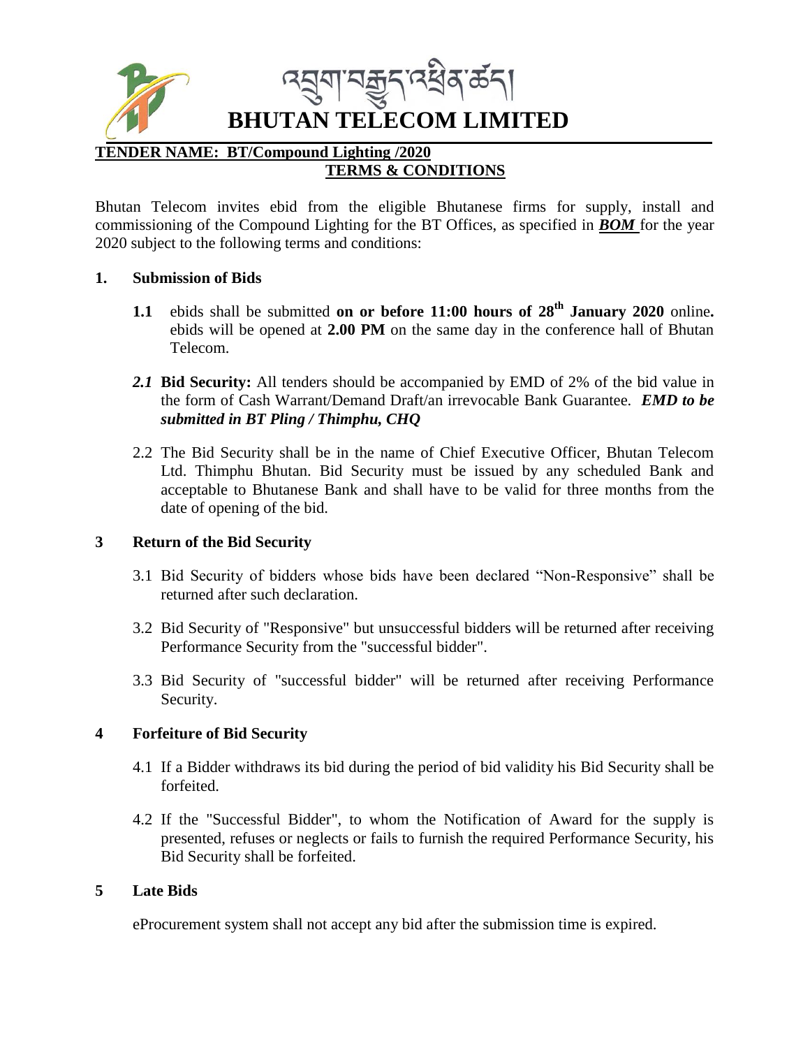# འབྲུག་བརྒྱུད་འཕྲིན་ཚད།

# BHUTAN TELECOM LIMITED

**TENDER NAME: BT/Compound Lighting /2020**

**TERMS & CONDITIONS**

Bhutan Telecom invites ebid from the eligible Bhutanese firms for supply, install and commissioning of the Compound Lighting for the BT Offices, as specified in ***BOM*** for the year 2020 subject to the following terms and conditions:

## 1. Submission of Bids

**1.1** ebids shall be submitted **on or before 11:00 hours of 28th January 2020** online**.** ebids will be opened at **2.00 PM** on the same day in the conference hall of Bhutan Telecom.

***2.1*** **Bid Security:** All tenders should be accompanied by EMD of 2% of the bid value in the form of Cash Warrant/Demand Draft/an irrevocable Bank Guarantee. ***EMD to be submitted in BT Pling / Thimphu, CHQ***

2.2 The Bid Security shall be in the name of Chief Executive Officer, Bhutan Telecom Ltd. Thimphu Bhutan. Bid Security must be issued by any scheduled Bank and acceptable to Bhutanese Bank and shall have to be valid for three months from the date of opening of the bid.

## 3 Return of the Bid Security

3.1 Bid Security of bidders whose bids have been declared "Non-Responsive" shall be returned after such declaration.

3.2 Bid Security of "Responsive" but unsuccessful bidders will be returned after receiving Performance Security from the "successful bidder".

3.3 Bid Security of "successful bidder" will be returned after receiving Performance Security.

## 4 Forfeiture of Bid Security

4.1 If a Bidder withdraws its bid during the period of bid validity his Bid Security shall be forfeited.

4.2 If the "Successful Bidder", to whom the Notification of Award for the supply is presented, refuses or neglects or fails to furnish the required Performance Security, his Bid Security shall be forfeited.

## 5 Late Bids

eProcurement system shall not accept any bid after the submission time is expired.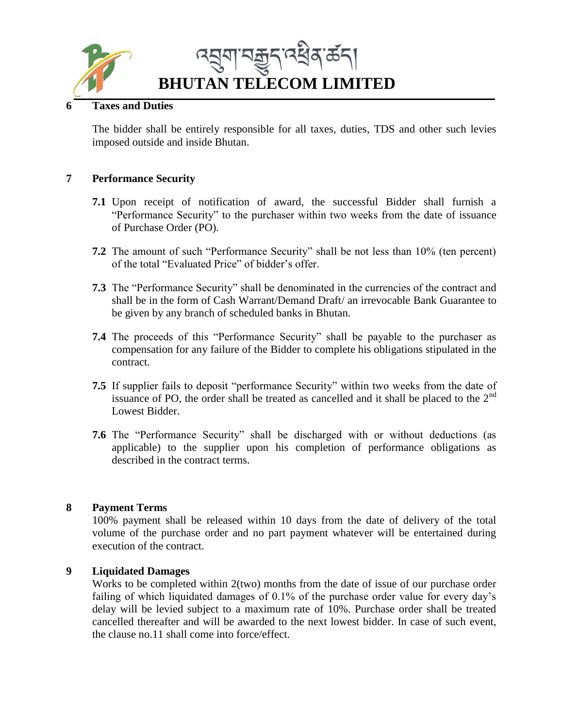## 6 Taxes and Duties

The bidder shall be entirely responsible for all taxes, duties, TDS and other such levies imposed outside and inside Bhutan.

## 7 Performance Security

**7.1** Upon receipt of notification of award, the successful Bidder shall furnish a "Performance Security" to the purchaser within two weeks from the date of issuance of Purchase Order (PO).

**7.2** The amount of such "Performance Security" shall be not less than 10% (ten percent) of the total "Evaluated Price" of bidder's offer.

**7.3** The "Performance Security" shall be denominated in the currencies of the contract and shall be in the form of Cash Warrant/Demand Draft/ an irrevocable Bank Guarantee to be given by any branch of scheduled banks in Bhutan.

**7.4** The proceeds of this "Performance Security" shall be payable to the purchaser as compensation for any failure of the Bidder to complete his obligations stipulated in the contract.

**7.5** If supplier fails to deposit "performance Security" within two weeks from the date of issuance of PO, the order shall be treated as cancelled and it shall be placed to the 2nd Lowest Bidder.

**7.6** The "Performance Security" shall be discharged with or without deductions (as applicable) to the supplier upon his completion of performance obligations as described in the contract terms.

## 8 Payment Terms

100% payment shall be released within 10 days from the date of delivery of the total volume of the purchase order and no part payment whatever will be entertained during execution of the contract.

## 9 Liquidated Damages

Works to be completed within 2(two) months from the date of issue of our purchase order failing of which liquidated damages of 0.1% of the purchase order value for every day's delay will be levied subject to a maximum rate of 10%. Purchase order shall be treated cancelled thereafter and will be awarded to the next lowest bidder. In case of such event, the clause no.11 shall come into force/effect.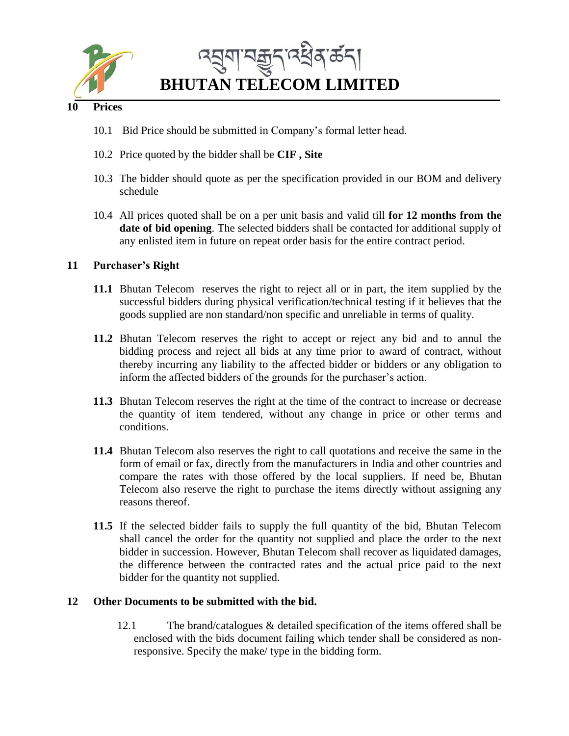## 10 Prices

10.1 Bid Price should be submitted in Company's formal letter head.

10.2 Price quoted by the bidder shall be **CIF , Site**

10.3 The bidder should quote as per the specification provided in our BOM and delivery schedule

10.4 All prices quoted shall be on a per unit basis and valid till **for 12 months from the date of bid opening**. The selected bidders shall be contacted for additional supply of any enlisted item in future on repeat order basis for the entire contract period.

## 11 Purchaser's Right

**11.1** Bhutan Telecom reserves the right to reject all or in part, the item supplied by the successful bidders during physical verification/technical testing if it believes that the goods supplied are non standard/non specific and unreliable in terms of quality.

**11.2** Bhutan Telecom reserves the right to accept or reject any bid and to annul the bidding process and reject all bids at any time prior to award of contract, without thereby incurring any liability to the affected bidder or bidders or any obligation to inform the affected bidders of the grounds for the purchaser's action.

**11.3** Bhutan Telecom reserves the right at the time of the contract to increase or decrease the quantity of item tendered, without any change in price or other terms and conditions.

**11.4** Bhutan Telecom also reserves the right to call quotations and receive the same in the form of email or fax, directly from the manufacturers in India and other countries and compare the rates with those offered by the local suppliers. If need be, Bhutan Telecom also reserve the right to purchase the items directly without assigning any reasons thereof.

**11.5** If the selected bidder fails to supply the full quantity of the bid, Bhutan Telecom shall cancel the order for the quantity not supplied and place the order to the next bidder in succession. However, Bhutan Telecom shall recover as liquidated damages, the difference between the contracted rates and the actual price paid to the next bidder for the quantity not supplied.

## 12 Other Documents to be submitted with the bid.

12.1 The brand/catalogues & detailed specification of the items offered shall be enclosed with the bids document failing which tender shall be considered as non-responsive. Specify the make/ type in the bidding form.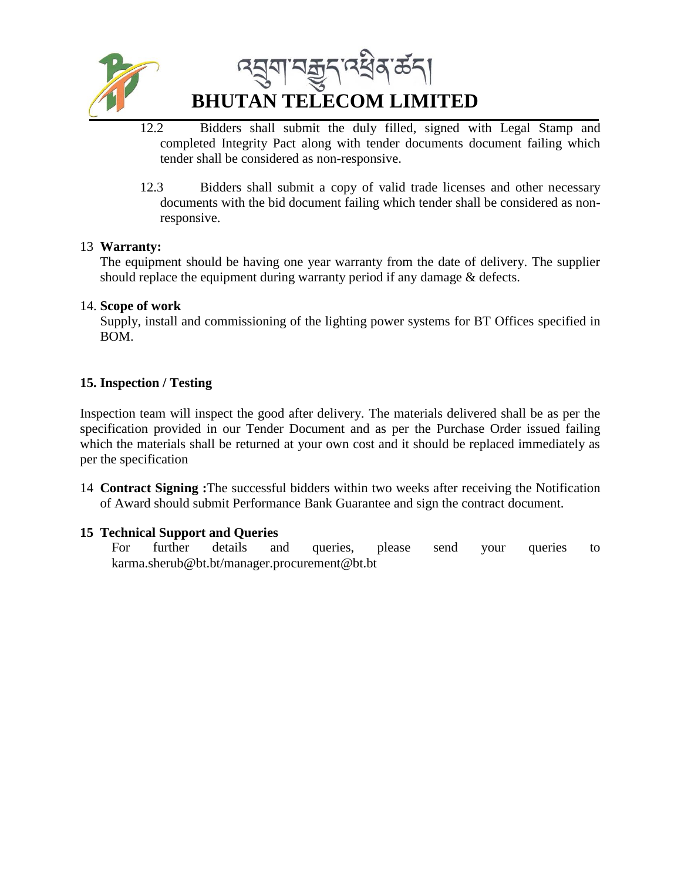12.2 Bidders shall submit the duly filled, signed with Legal Stamp and completed Integrity Pact along with tender documents document failing which tender shall be considered as non-responsive.

12.3 Bidders shall submit a copy of valid trade licenses and other necessary documents with the bid document failing which tender shall be considered as non-responsive.

13 **Warranty:**

The equipment should be having one year warranty from the date of delivery. The supplier should replace the equipment during warranty period if any damage & defects.

14. **Scope of work**

Supply, install and commissioning of the lighting power systems for BT Offices specified in BOM.

**15. Inspection / Testing**

Inspection team will inspect the good after delivery. The materials delivered shall be as per the specification provided in our Tender Document and as per the Purchase Order issued failing which the materials shall be returned at your own cost and it should be replaced immediately as per the specification

14 **Contract Signing :**The successful bidders within two weeks after receiving the Notification of Award should submit Performance Bank Guarantee and sign the contract document.

**15 Technical Support and Queries**

For further details and queries, please send your queries to karma.sherub@bt.bt/manager.procurement@bt.bt